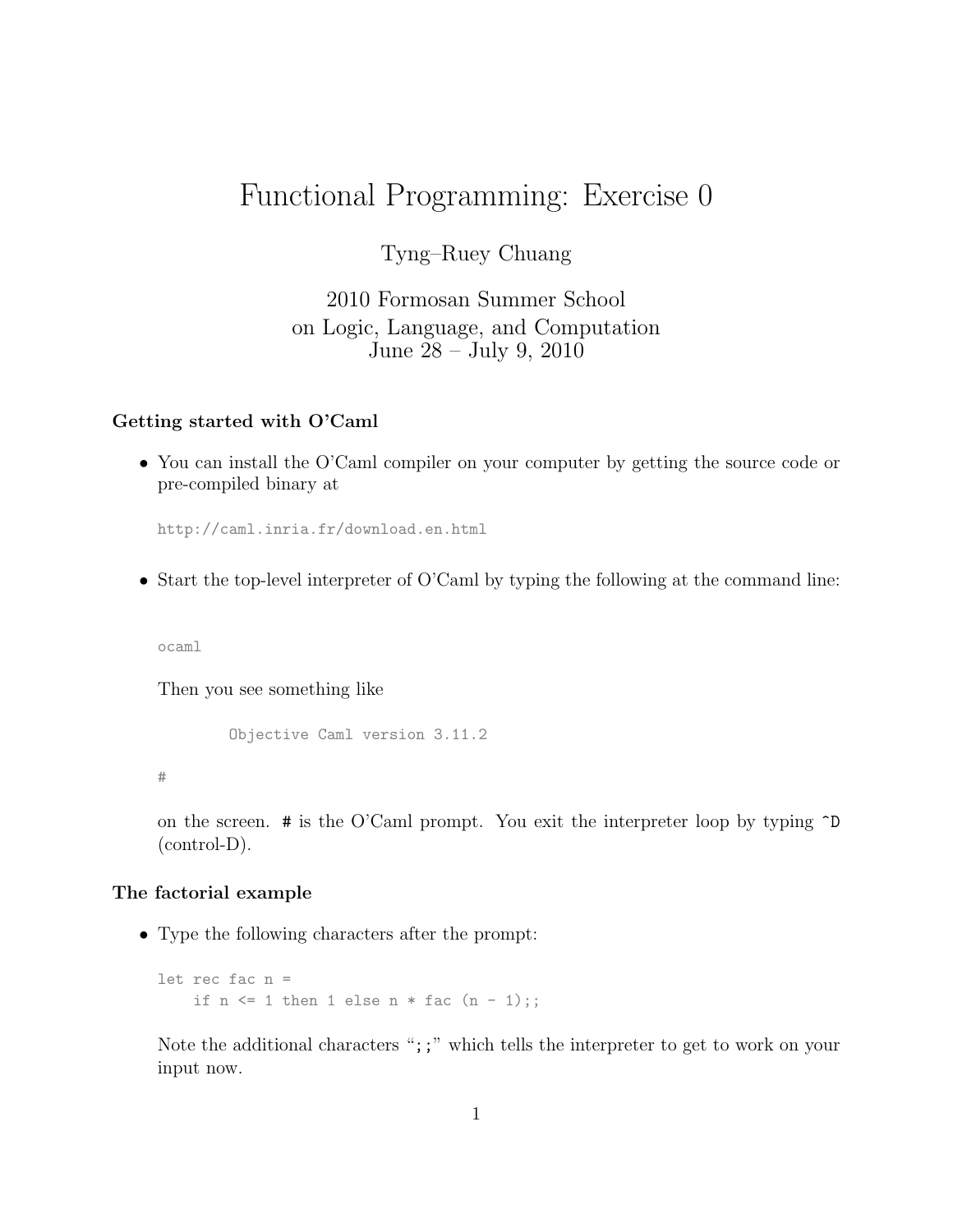# Functional Programming: Exercise 0

Tyng–Ruey Chuang

2010 Formosan Summer School
on Logic, Language, and Computation
June 28 – July 9, 2010

### Getting started with O'Caml

- You can install the O'Caml compiler on your computer by getting the source code or pre-compiled binary at

  ```
  http://caml.inria.fr/download.en.html
  ```

- Start the top-level interpreter of O'Caml by typing the following at the command line:

  ```
  ocaml
  ```

  Then you see something like

  ```
          Objective Caml version 3.11.2

  #
  ```

  on the screen. `#` is the O'Caml prompt. You exit the interpreter loop by typing `^D` (control-D).

### The factorial example

- Type the following characters after the prompt:

  ```
  let rec fac n =
      if n <= 1 then 1 else n * fac (n - 1);;
  ```

  Note the additional characters "`;;`" which tells the interpreter to get to work on your input now.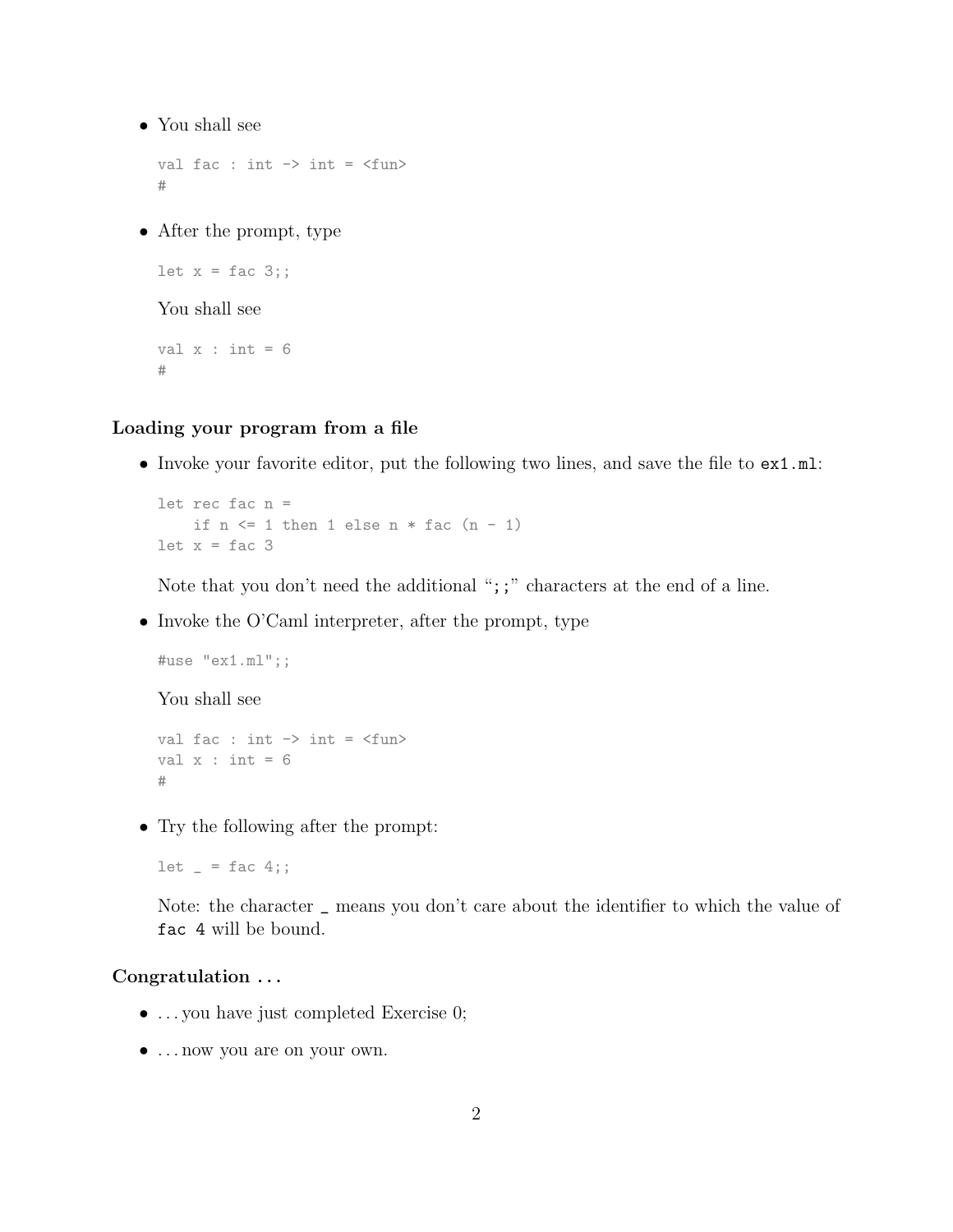- You shall see

  ```
  val fac : int -> int = <fun>
  #
  ```

- After the prompt, type

  ```
  let x = fac 3;;
  ```

  You shall see

  ```
  val x : int = 6
  #
  ```

### Loading your program from a file

- Invoke your favorite editor, put the following two lines, and save the file to `ex1.ml`:

  ```
  let rec fac n =
      if n <= 1 then 1 else n * fac (n - 1)
  let x = fac 3
  ```

  Note that you don't need the additional "`;;`" characters at the end of a line.

- Invoke the O'Caml interpreter, after the prompt, type

  ```
  #use "ex1.ml";;
  ```

  You shall see

  ```
  val fac : int -> int = <fun>
  val x : int = 6
  #
  ```

- Try the following after the prompt:

  ```
  let _ = fac 4;;
  ```

  Note: the character `_` means you don't care about the identifier to which the value of `fac 4` will be bound.

### Congratulation . . .

- . . . you have just completed Exercise 0;
- . . . now you are on your own.